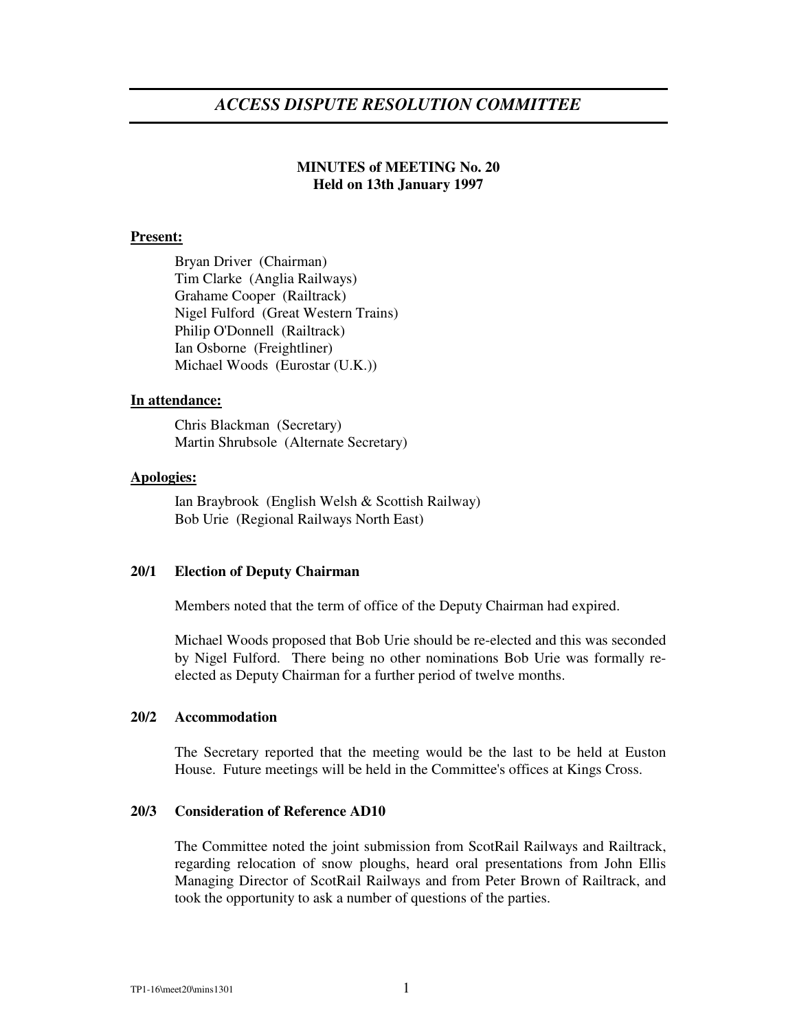# *ACCESS DISPUTE RESOLUTION COMMITTEE*

**MINUTES of MEETING No. 20**
**Held on 13th January 1997**

**Present:**

Bryan Driver (Chairman)
Tim Clarke (Anglia Railways)
Grahame Cooper (Railtrack)
Nigel Fulford (Great Western Trains)
Philip O'Donnell (Railtrack)
Ian Osborne (Freightliner)
Michael Woods (Eurostar (U.K.))

**In attendance:**

Chris Blackman (Secretary)
Martin Shrubsole (Alternate Secretary)

**Apologies:**

Ian Braybrook (English Welsh & Scottish Railway)
Bob Urie (Regional Railways North East)

**20/1 Election of Deputy Chairman**

Members noted that the term of office of the Deputy Chairman had expired.

Michael Woods proposed that Bob Urie should be re-elected and this was seconded by Nigel Fulford. There being no other nominations Bob Urie was formally re-elected as Deputy Chairman for a further period of twelve months.

**20/2 Accommodation**

The Secretary reported that the meeting would be the last to be held at Euston House. Future meetings will be held in the Committee's offices at Kings Cross.

**20/3 Consideration of Reference AD10**

The Committee noted the joint submission from ScotRail Railways and Railtrack, regarding relocation of snow ploughs, heard oral presentations from John Ellis Managing Director of ScotRail Railways and from Peter Brown of Railtrack, and took the opportunity to ask a number of questions of the parties.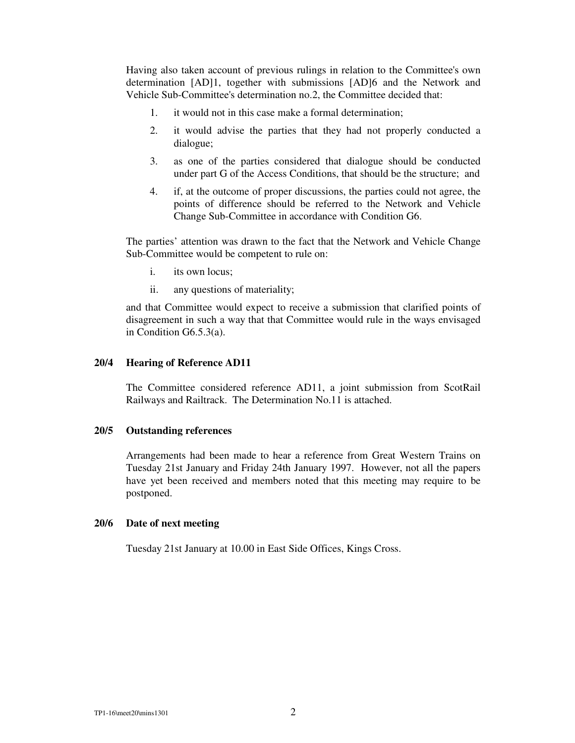Having also taken account of previous rulings in relation to the Committee's own determination [AD]1, together with submissions [AD]6 and the Network and Vehicle Sub-Committee's determination no.2, the Committee decided that:

1. it would not in this case make a formal determination;
2. it would advise the parties that they had not properly conducted a dialogue;
3. as one of the parties considered that dialogue should be conducted under part G of the Access Conditions, that should be the structure; and
4. if, at the outcome of proper discussions, the parties could not agree, the points of difference should be referred to the Network and Vehicle Change Sub-Committee in accordance with Condition G6.

The parties' attention was drawn to the fact that the Network and Vehicle Change Sub-Committee would be competent to rule on:

i. its own locus;
ii. any questions of materiality;

and that Committee would expect to receive a submission that clarified points of disagreement in such a way that that Committee would rule in the ways envisaged in Condition G6.5.3(a).

**20/4 Hearing of Reference AD11**

The Committee considered reference AD11, a joint submission from ScotRail Railways and Railtrack. The Determination No.11 is attached.

**20/5 Outstanding references**

Arrangements had been made to hear a reference from Great Western Trains on Tuesday 21st January and Friday 24th January 1997. However, not all the papers have yet been received and members noted that this meeting may require to be postponed.

**20/6 Date of next meeting**

Tuesday 21st January at 10.00 in East Side Offices, Kings Cross.